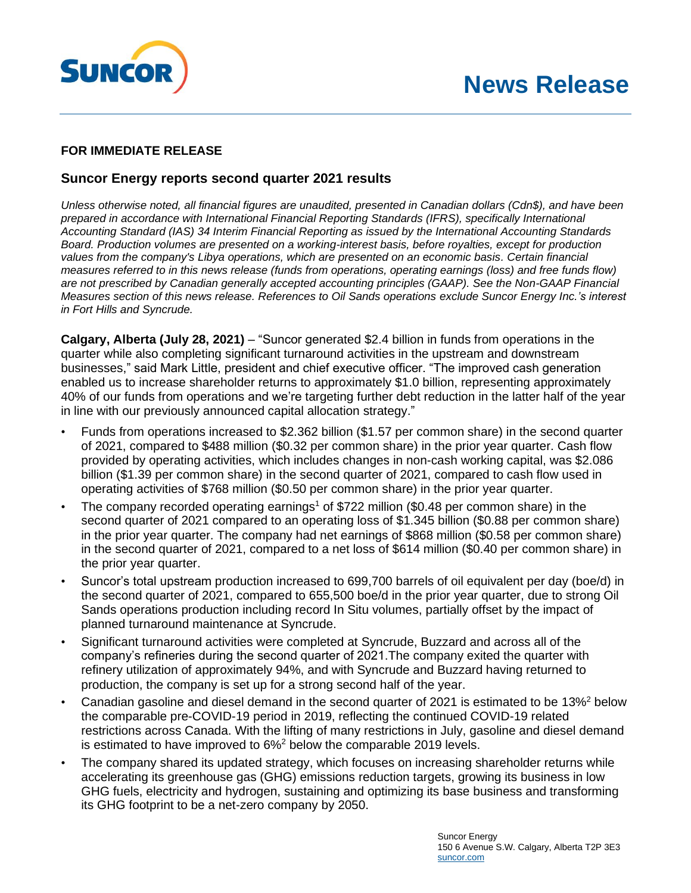**FOR IMMEDIATE RELEASE**

## Suncor Energy reports second quarter 2021 results

*Unless otherwise noted, all financial figures are unaudited, presented in Canadian dollars (Cdn$), and have been prepared in accordance with International Financial Reporting Standards (IFRS), specifically International Accounting Standard (IAS) 34 Interim Financial Reporting as issued by the International Accounting Standards Board. Production volumes are presented on a working-interest basis, before royalties, except for production values from the company's Libya operations, which are presented on an economic basis. Certain financial measures referred to in this news release (funds from operations, operating earnings (loss) and free funds flow) are not prescribed by Canadian generally accepted accounting principles (GAAP). See the Non-GAAP Financial Measures section of this news release. References to Oil Sands operations exclude Suncor Energy Inc.'s interest in Fort Hills and Syncrude.*

**Calgary, Alberta (July 28, 2021)** – "Suncor generated $2.4 billion in funds from operations in the quarter while also completing significant turnaround activities in the upstream and downstream businesses," said Mark Little, president and chief executive officer. "The improved cash generation enabled us to increase shareholder returns to approximately $1.0 billion, representing approximately 40% of our funds from operations and we're targeting further debt reduction in the latter half of the year in line with our previously announced capital allocation strategy."

- Funds from operations increased to $2.362 billion ($1.57 per common share) in the second quarter of 2021, compared to $488 million ($0.32 per common share) in the prior year quarter. Cash flow provided by operating activities, which includes changes in non-cash working capital, was $2.086 billion ($1.39 per common share) in the second quarter of 2021, compared to cash flow used in operating activities of $768 million ($0.50 per common share) in the prior year quarter.
- The company recorded operating earnings[1] of $722 million ($0.48 per common share) in the second quarter of 2021 compared to an operating loss of $1.345 billion ($0.88 per common share) in the prior year quarter. The company had net earnings of $868 million ($0.58 per common share) in the second quarter of 2021, compared to a net loss of $614 million ($0.40 per common share) in the prior year quarter.
- Suncor's total upstream production increased to 699,700 barrels of oil equivalent per day (boe/d) in the second quarter of 2021, compared to 655,500 boe/d in the prior year quarter, due to strong Oil Sands operations production including record In Situ volumes, partially offset by the impact of planned turnaround maintenance at Syncrude.
- Significant turnaround activities were completed at Syncrude, Buzzard and across all of the company's refineries during the second quarter of 2021.The company exited the quarter with refinery utilization of approximately 94%, and with Syncrude and Buzzard having returned to production, the company is set up for a strong second half of the year.
- Canadian gasoline and diesel demand in the second quarter of 2021 is estimated to be 13%[2] below the comparable pre-COVID-19 period in 2019, reflecting the continued COVID-19 related restrictions across Canada. With the lifting of many restrictions in July, gasoline and diesel demand is estimated to have improved to 6%[2] below the comparable 2019 levels.
- The company shared its updated strategy, which focuses on increasing shareholder returns while accelerating its greenhouse gas (GHG) emissions reduction targets, growing its business in low GHG fuels, electricity and hydrogen, sustaining and optimizing its base business and transforming its GHG footprint to be a net-zero company by 2050.

Suncor Energy
150 6 Avenue S.W. Calgary, Alberta T2P 3E3
suncor.com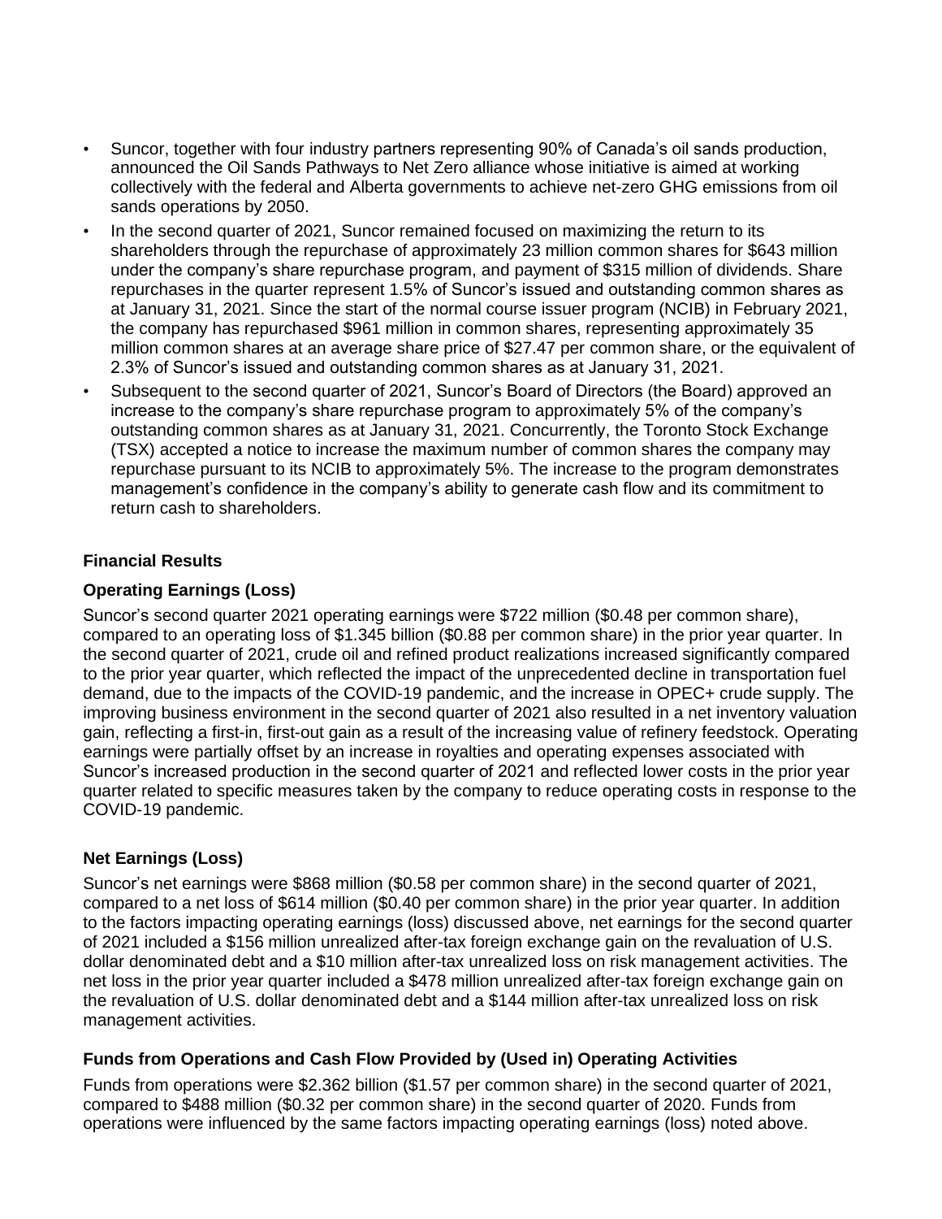- Suncor, together with four industry partners representing 90% of Canada's oil sands production, announced the Oil Sands Pathways to Net Zero alliance whose initiative is aimed at working collectively with the federal and Alberta governments to achieve net-zero GHG emissions from oil sands operations by 2050.
- In the second quarter of 2021, Suncor remained focused on maximizing the return to its shareholders through the repurchase of approximately 23 million common shares for $643 million under the company's share repurchase program, and payment of $315 million of dividends. Share repurchases in the quarter represent 1.5% of Suncor's issued and outstanding common shares as at January 31, 2021. Since the start of the normal course issuer program (NCIB) in February 2021, the company has repurchased $961 million in common shares, representing approximately 35 million common shares at an average share price of $27.47 per common share, or the equivalent of 2.3% of Suncor's issued and outstanding common shares as at January 31, 2021.
- Subsequent to the second quarter of 2021, Suncor's Board of Directors (the Board) approved an increase to the company's share repurchase program to approximately 5% of the company's outstanding common shares as at January 31, 2021. Concurrently, the Toronto Stock Exchange (TSX) accepted a notice to increase the maximum number of common shares the company may repurchase pursuant to its NCIB to approximately 5%. The increase to the program demonstrates management's confidence in the company's ability to generate cash flow and its commitment to return cash to shareholders.

## Financial Results

### Operating Earnings (Loss)

Suncor's second quarter 2021 operating earnings were $722 million ($0.48 per common share), compared to an operating loss of $1.345 billion ($0.88 per common share) in the prior year quarter. In the second quarter of 2021, crude oil and refined product realizations increased significantly compared to the prior year quarter, which reflected the impact of the unprecedented decline in transportation fuel demand, due to the impacts of the COVID-19 pandemic, and the increase in OPEC+ crude supply. The improving business environment in the second quarter of 2021 also resulted in a net inventory valuation gain, reflecting a first-in, first-out gain as a result of the increasing value of refinery feedstock. Operating earnings were partially offset by an increase in royalties and operating expenses associated with Suncor's increased production in the second quarter of 2021 and reflected lower costs in the prior year quarter related to specific measures taken by the company to reduce operating costs in response to the COVID-19 pandemic.

### Net Earnings (Loss)

Suncor's net earnings were $868 million ($0.58 per common share) in the second quarter of 2021, compared to a net loss of $614 million ($0.40 per common share) in the prior year quarter. In addition to the factors impacting operating earnings (loss) discussed above, net earnings for the second quarter of 2021 included a $156 million unrealized after-tax foreign exchange gain on the revaluation of U.S. dollar denominated debt and a $10 million after-tax unrealized loss on risk management activities. The net loss in the prior year quarter included a $478 million unrealized after-tax foreign exchange gain on the revaluation of U.S. dollar denominated debt and a $144 million after-tax unrealized loss on risk management activities.

### Funds from Operations and Cash Flow Provided by (Used in) Operating Activities

Funds from operations were $2.362 billion ($1.57 per common share) in the second quarter of 2021, compared to $488 million ($0.32 per common share) in the second quarter of 2020. Funds from operations were influenced by the same factors impacting operating earnings (loss) noted above.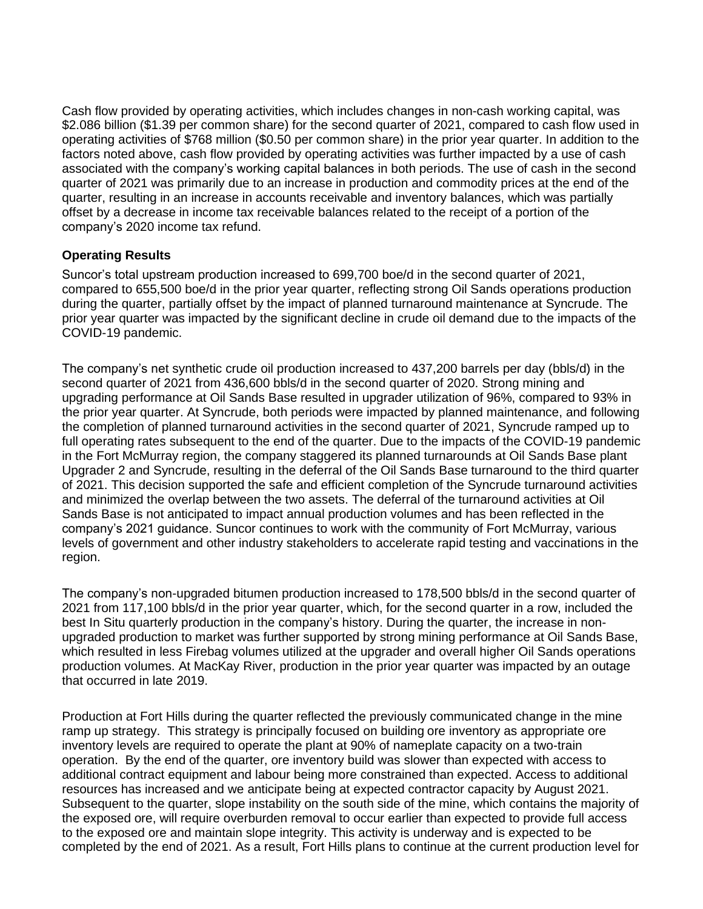Cash flow provided by operating activities, which includes changes in non-cash working capital, was $2.086 billion ($1.39 per common share) for the second quarter of 2021, compared to cash flow used in operating activities of $768 million ($0.50 per common share) in the prior year quarter. In addition to the factors noted above, cash flow provided by operating activities was further impacted by a use of cash associated with the company's working capital balances in both periods. The use of cash in the second quarter of 2021 was primarily due to an increase in production and commodity prices at the end of the quarter, resulting in an increase in accounts receivable and inventory balances, which was partially offset by a decrease in income tax receivable balances related to the receipt of a portion of the company's 2020 income tax refund.

**Operating Results**

Suncor's total upstream production increased to 699,700 boe/d in the second quarter of 2021, compared to 655,500 boe/d in the prior year quarter, reflecting strong Oil Sands operations production during the quarter, partially offset by the impact of planned turnaround maintenance at Syncrude. The prior year quarter was impacted by the significant decline in crude oil demand due to the impacts of the COVID-19 pandemic.

The company's net synthetic crude oil production increased to 437,200 barrels per day (bbls/d) in the second quarter of 2021 from 436,600 bbls/d in the second quarter of 2020. Strong mining and upgrading performance at Oil Sands Base resulted in upgrader utilization of 96%, compared to 93% in the prior year quarter. At Syncrude, both periods were impacted by planned maintenance, and following the completion of planned turnaround activities in the second quarter of 2021, Syncrude ramped up to full operating rates subsequent to the end of the quarter. Due to the impacts of the COVID-19 pandemic in the Fort McMurray region, the company staggered its planned turnarounds at Oil Sands Base plant Upgrader 2 and Syncrude, resulting in the deferral of the Oil Sands Base turnaround to the third quarter of 2021. This decision supported the safe and efficient completion of the Syncrude turnaround activities and minimized the overlap between the two assets. The deferral of the turnaround activities at Oil Sands Base is not anticipated to impact annual production volumes and has been reflected in the company's 2021 guidance. Suncor continues to work with the community of Fort McMurray, various levels of government and other industry stakeholders to accelerate rapid testing and vaccinations in the region.

The company's non-upgraded bitumen production increased to 178,500 bbls/d in the second quarter of 2021 from 117,100 bbls/d in the prior year quarter, which, for the second quarter in a row, included the best In Situ quarterly production in the company's history. During the quarter, the increase in non-upgraded production to market was further supported by strong mining performance at Oil Sands Base, which resulted in less Firebag volumes utilized at the upgrader and overall higher Oil Sands operations production volumes. At MacKay River, production in the prior year quarter was impacted by an outage that occurred in late 2019.

Production at Fort Hills during the quarter reflected the previously communicated change in the mine ramp up strategy. This strategy is principally focused on building ore inventory as appropriate ore inventory levels are required to operate the plant at 90% of nameplate capacity on a two-train operation. By the end of the quarter, ore inventory build was slower than expected with access to additional contract equipment and labour being more constrained than expected. Access to additional resources has increased and we anticipate being at expected contractor capacity by August 2021. Subsequent to the quarter, slope instability on the south side of the mine, which contains the majority of the exposed ore, will require overburden removal to occur earlier than expected to provide full access to the exposed ore and maintain slope integrity. This activity is underway and is expected to be completed by the end of 2021. As a result, Fort Hills plans to continue at the current production level for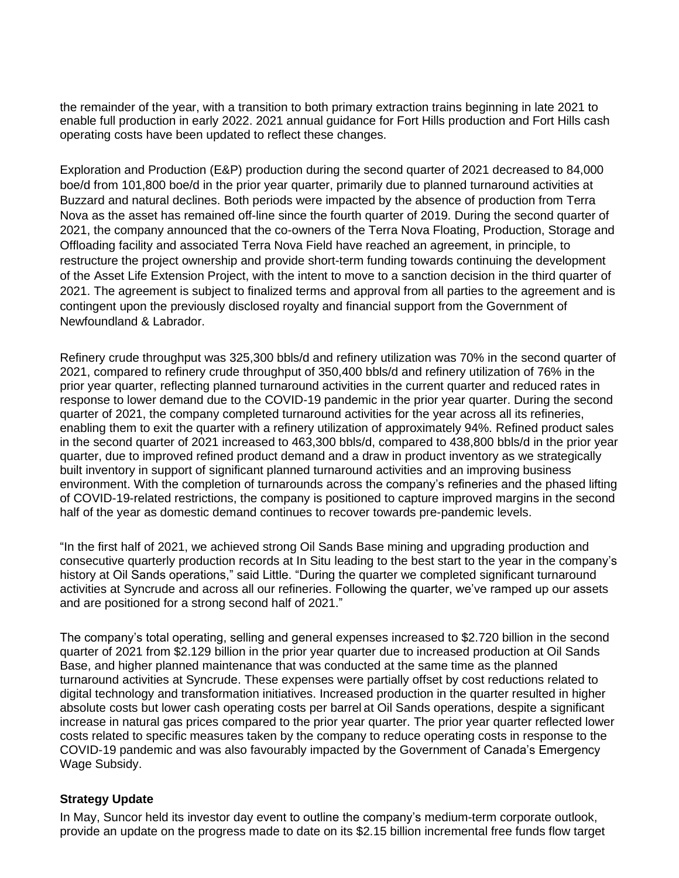the remainder of the year, with a transition to both primary extraction trains beginning in late 2021 to enable full production in early 2022. 2021 annual guidance for Fort Hills production and Fort Hills cash operating costs have been updated to reflect these changes.

Exploration and Production (E&P) production during the second quarter of 2021 decreased to 84,000 boe/d from 101,800 boe/d in the prior year quarter, primarily due to planned turnaround activities at Buzzard and natural declines. Both periods were impacted by the absence of production from Terra Nova as the asset has remained off-line since the fourth quarter of 2019. During the second quarter of 2021, the company announced that the co-owners of the Terra Nova Floating, Production, Storage and Offloading facility and associated Terra Nova Field have reached an agreement, in principle, to restructure the project ownership and provide short-term funding towards continuing the development of the Asset Life Extension Project, with the intent to move to a sanction decision in the third quarter of 2021. The agreement is subject to finalized terms and approval from all parties to the agreement and is contingent upon the previously disclosed royalty and financial support from the Government of Newfoundland & Labrador.

Refinery crude throughput was 325,300 bbls/d and refinery utilization was 70% in the second quarter of 2021, compared to refinery crude throughput of 350,400 bbls/d and refinery utilization of 76% in the prior year quarter, reflecting planned turnaround activities in the current quarter and reduced rates in response to lower demand due to the COVID-19 pandemic in the prior year quarter. During the second quarter of 2021, the company completed turnaround activities for the year across all its refineries, enabling them to exit the quarter with a refinery utilization of approximately 94%. Refined product sales in the second quarter of 2021 increased to 463,300 bbls/d, compared to 438,800 bbls/d in the prior year quarter, due to improved refined product demand and a draw in product inventory as we strategically built inventory in support of significant planned turnaround activities and an improving business environment. With the completion of turnarounds across the company's refineries and the phased lifting of COVID-19-related restrictions, the company is positioned to capture improved margins in the second half of the year as domestic demand continues to recover towards pre-pandemic levels.

"In the first half of 2021, we achieved strong Oil Sands Base mining and upgrading production and consecutive quarterly production records at In Situ leading to the best start to the year in the company's history at Oil Sands operations," said Little. "During the quarter we completed significant turnaround activities at Syncrude and across all our refineries. Following the quarter, we've ramped up our assets and are positioned for a strong second half of 2021."

The company's total operating, selling and general expenses increased to $2.720 billion in the second quarter of 2021 from $2.129 billion in the prior year quarter due to increased production at Oil Sands Base, and higher planned maintenance that was conducted at the same time as the planned turnaround activities at Syncrude. These expenses were partially offset by cost reductions related to digital technology and transformation initiatives. Increased production in the quarter resulted in higher absolute costs but lower cash operating costs per barrel at Oil Sands operations, despite a significant increase in natural gas prices compared to the prior year quarter. The prior year quarter reflected lower costs related to specific measures taken by the company to reduce operating costs in response to the COVID-19 pandemic and was also favourably impacted by the Government of Canada's Emergency Wage Subsidy.

**Strategy Update**

In May, Suncor held its investor day event to outline the company's medium-term corporate outlook, provide an update on the progress made to date on its $2.15 billion incremental free funds flow target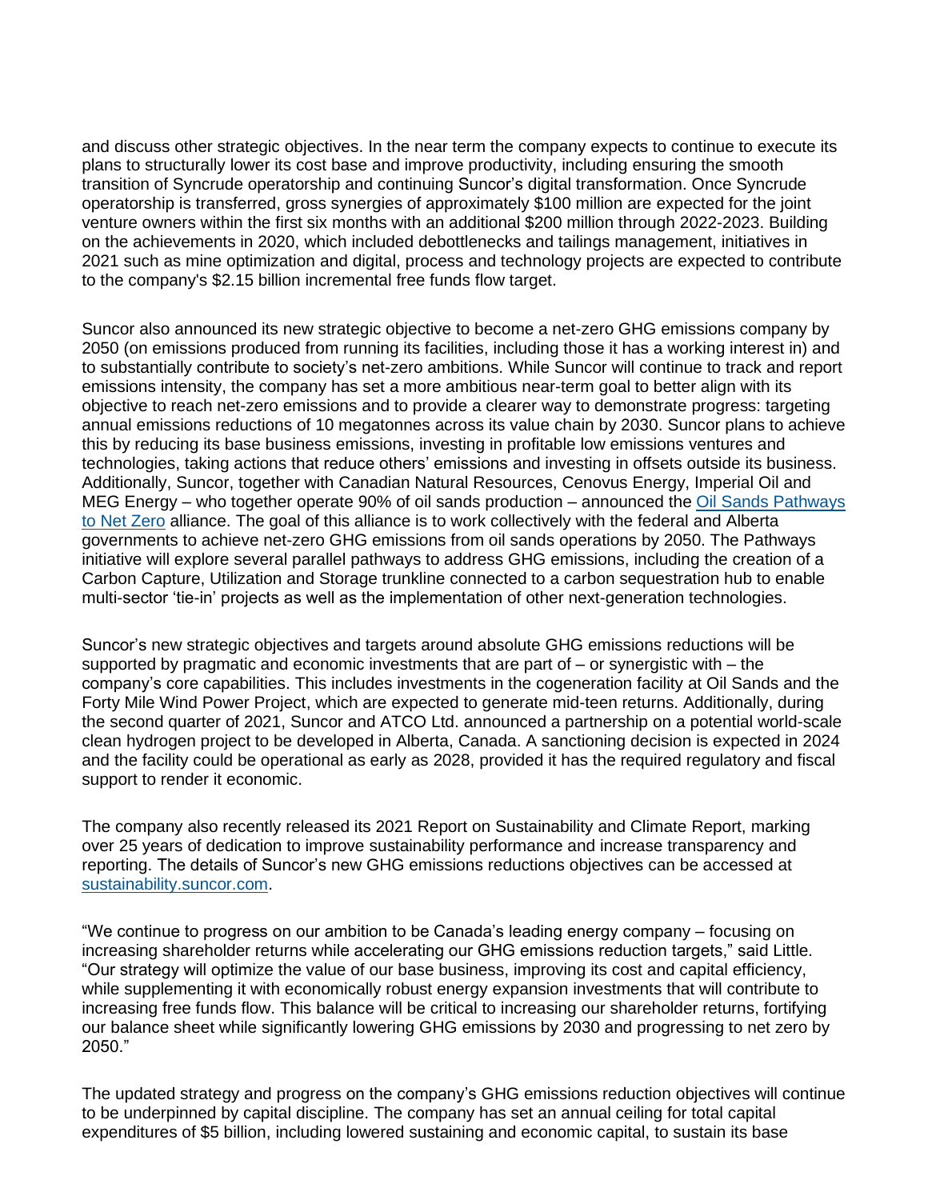and discuss other strategic objectives. In the near term the company expects to continue to execute its plans to structurally lower its cost base and improve productivity, including ensuring the smooth transition of Syncrude operatorship and continuing Suncor's digital transformation. Once Syncrude operatorship is transferred, gross synergies of approximately $100 million are expected for the joint venture owners within the first six months with an additional $200 million through 2022-2023. Building on the achievements in 2020, which included debottlenecks and tailings management, initiatives in 2021 such as mine optimization and digital, process and technology projects are expected to contribute to the company's $2.15 billion incremental free funds flow target.

Suncor also announced its new strategic objective to become a net-zero GHG emissions company by 2050 (on emissions produced from running its facilities, including those it has a working interest in) and to substantially contribute to society's net-zero ambitions. While Suncor will continue to track and report emissions intensity, the company has set a more ambitious near-term goal to better align with its objective to reach net-zero emissions and to provide a clearer way to demonstrate progress: targeting annual emissions reductions of 10 megatonnes across its value chain by 2030. Suncor plans to achieve this by reducing its base business emissions, investing in profitable low emissions ventures and technologies, taking actions that reduce others' emissions and investing in offsets outside its business. Additionally, Suncor, together with Canadian Natural Resources, Cenovus Energy, Imperial Oil and MEG Energy – who together operate 90% of oil sands production – announced the [Oil Sands Pathways to Net Zero] alliance. The goal of this alliance is to work collectively with the federal and Alberta governments to achieve net-zero GHG emissions from oil sands operations by 2050. The Pathways initiative will explore several parallel pathways to address GHG emissions, including the creation of a Carbon Capture, Utilization and Storage trunkline connected to a carbon sequestration hub to enable multi-sector 'tie-in' projects as well as the implementation of other next-generation technologies.

Suncor's new strategic objectives and targets around absolute GHG emissions reductions will be supported by pragmatic and economic investments that are part of – or synergistic with – the company's core capabilities. This includes investments in the cogeneration facility at Oil Sands and the Forty Mile Wind Power Project, which are expected to generate mid-teen returns. Additionally, during the second quarter of 2021, Suncor and ATCO Ltd. announced a partnership on a potential world-scale clean hydrogen project to be developed in Alberta, Canada. A sanctioning decision is expected in 2024 and the facility could be operational as early as 2028, provided it has the required regulatory and fiscal support to render it economic.

The company also recently released its 2021 Report on Sustainability and Climate Report, marking over 25 years of dedication to improve sustainability performance and increase transparency and reporting. The details of Suncor's new GHG emissions reductions objectives can be accessed at [sustainability.suncor.com].

"We continue to progress on our ambition to be Canada's leading energy company – focusing on increasing shareholder returns while accelerating our GHG emissions reduction targets," said Little. "Our strategy will optimize the value of our base business, improving its cost and capital efficiency, while supplementing it with economically robust energy expansion investments that will contribute to increasing free funds flow. This balance will be critical to increasing our shareholder returns, fortifying our balance sheet while significantly lowering GHG emissions by 2030 and progressing to net zero by 2050."

The updated strategy and progress on the company's GHG emissions reduction objectives will continue to be underpinned by capital discipline. The company has set an annual ceiling for total capital expenditures of $5 billion, including lowered sustaining and economic capital, to sustain its base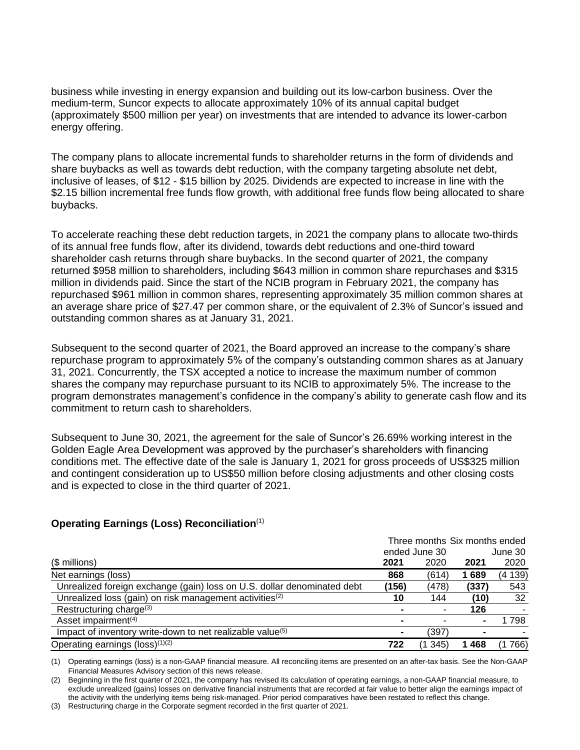business while investing in energy expansion and building out its low-carbon business. Over the medium-term, Suncor expects to allocate approximately 10% of its annual capital budget (approximately $500 million per year) on investments that are intended to advance its lower-carbon energy offering.

The company plans to allocate incremental funds to shareholder returns in the form of dividends and share buybacks as well as towards debt reduction, with the company targeting absolute net debt, inclusive of leases, of $12 - $15 billion by 2025. Dividends are expected to increase in line with the $2.15 billion incremental free funds flow growth, with additional free funds flow being allocated to share buybacks.

To accelerate reaching these debt reduction targets, in 2021 the company plans to allocate two-thirds of its annual free funds flow, after its dividend, towards debt reductions and one-third toward shareholder cash returns through share buybacks. In the second quarter of 2021, the company returned $958 million to shareholders, including $643 million in common share repurchases and $315 million in dividends paid. Since the start of the NCIB program in February 2021, the company has repurchased $961 million in common shares, representing approximately 35 million common shares at an average share price of $27.47 per common share, or the equivalent of 2.3% of Suncor's issued and outstanding common shares as at January 31, 2021.

Subsequent to the second quarter of 2021, the Board approved an increase to the company's share repurchase program to approximately 5% of the company's outstanding common shares as at January 31, 2021. Concurrently, the TSX accepted a notice to increase the maximum number of common shares the company may repurchase pursuant to its NCIB to approximately 5%. The increase to the program demonstrates management's confidence in the company's ability to generate cash flow and its commitment to return cash to shareholders.

Subsequent to June 30, 2021, the agreement for the sale of Suncor's 26.69% working interest in the Golden Eagle Area Development was approved by the purchaser's shareholders with financing conditions met. The effective date of the sale is January 1, 2021 for gross proceeds of US$325 million and contingent consideration up to US$50 million before closing adjustments and other closing costs and is expected to close in the third quarter of 2021.

**Operating Earnings (Loss) Reconciliation**[1]

| ($ millions) | Three months ended June 30 | | Six months ended June 30 | |
|---|---|---|---|---|
| | **2021** | 2020 | **2021** | 2020 |
| Net earnings (loss) | **868** | (614) | **1 689** | (4 139) |
| Unrealized foreign exchange (gain) loss on U.S. dollar denominated debt | **(156)** | (478) | **(337)** | 543 |
| Unrealized loss (gain) on risk management activities[2] | **10** | 144 | **(10)** | 32 |
| Restructuring charge[3] | **-** | - | **126** | - |
| Asset impairment[4] | **-** | - | **-** | 1 798 |
| Impact of inventory write-down to net realizable value[5] | **-** | (397) | **-** | - |
| Operating earnings (loss)[1][2] | **722** | (1 345) | **1 468** | (1 766) |

(1) Operating earnings (loss) is a non-GAAP financial measure. All reconciling items are presented on an after-tax basis. See the Non-GAAP Financial Measures Advisory section of this news release.

(2) Beginning in the first quarter of 2021, the company has revised its calculation of operating earnings, a non-GAAP financial measure, to exclude unrealized (gains) losses on derivative financial instruments that are recorded at fair value to better align the earnings impact of the activity with the underlying items being risk-managed. Prior period comparatives have been restated to reflect this change.

(3) Restructuring charge in the Corporate segment recorded in the first quarter of 2021.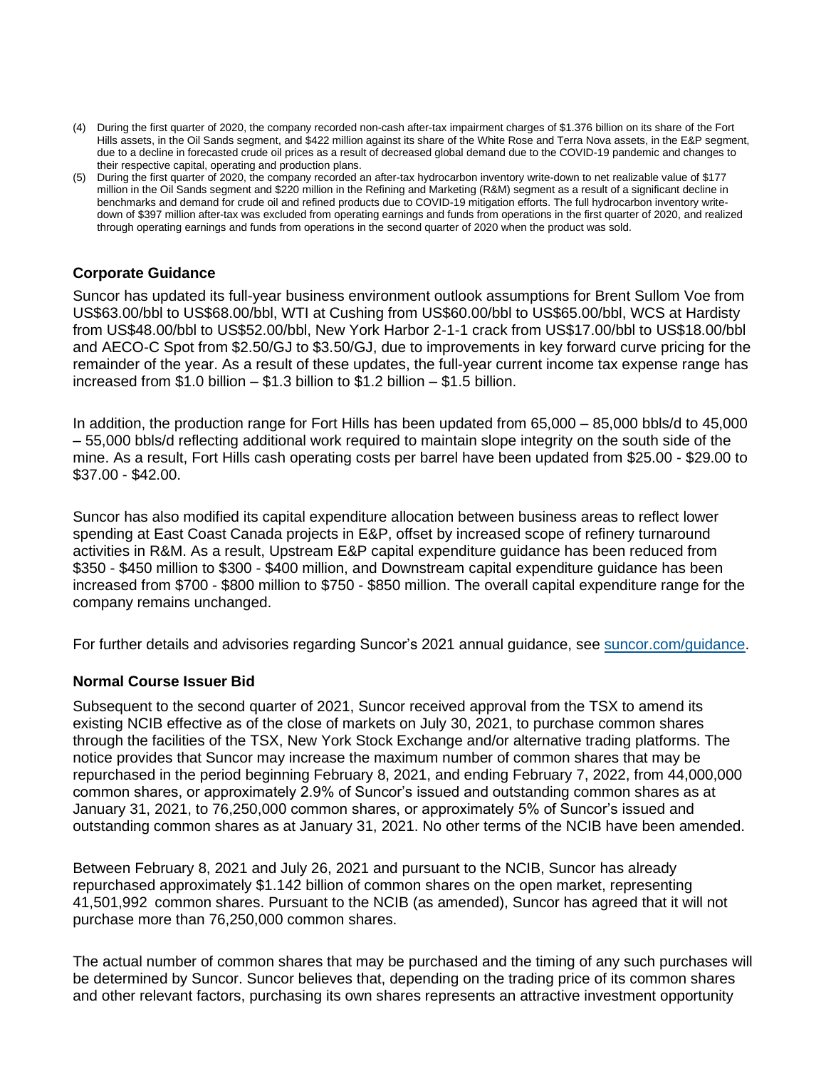(4) During the first quarter of 2020, the company recorded non-cash after-tax impairment charges of $1.376 billion on its share of the Fort Hills assets, in the Oil Sands segment, and $422 million against its share of the White Rose and Terra Nova assets, in the E&P segment, due to a decline in forecasted crude oil prices as a result of decreased global demand due to the COVID-19 pandemic and changes to their respective capital, operating and production plans.

(5) During the first quarter of 2020, the company recorded an after-tax hydrocarbon inventory write-down to net realizable value of $177 million in the Oil Sands segment and $220 million in the Refining and Marketing (R&M) segment as a result of a significant decline in benchmarks and demand for crude oil and refined products due to COVID-19 mitigation efforts. The full hydrocarbon inventory write-down of $397 million after-tax was excluded from operating earnings and funds from operations in the first quarter of 2020, and realized through operating earnings and funds from operations in the second quarter of 2020 when the product was sold.

## Corporate Guidance

Suncor has updated its full-year business environment outlook assumptions for Brent Sullom Voe from US$63.00/bbl to US$68.00/bbl, WTI at Cushing from US$60.00/bbl to US$65.00/bbl, WCS at Hardisty from US$48.00/bbl to US$52.00/bbl, New York Harbor 2-1-1 crack from US$17.00/bbl to US$18.00/bbl and AECO-C Spot from $2.50/GJ to $3.50/GJ, due to improvements in key forward curve pricing for the remainder of the year. As a result of these updates, the full-year current income tax expense range has increased from $1.0 billion – $1.3 billion to $1.2 billion – $1.5 billion.

In addition, the production range for Fort Hills has been updated from 65,000 – 85,000 bbls/d to 45,000 – 55,000 bbls/d reflecting additional work required to maintain slope integrity on the south side of the mine. As a result, Fort Hills cash operating costs per barrel have been updated from $25.00 - $29.00 to $37.00 - $42.00.

Suncor has also modified its capital expenditure allocation between business areas to reflect lower spending at East Coast Canada projects in E&P, offset by increased scope of refinery turnaround activities in R&M. As a result, Upstream E&P capital expenditure guidance has been reduced from $350 - $450 million to $300 - $400 million, and Downstream capital expenditure guidance has been increased from $700 - $800 million to $750 - $850 million. The overall capital expenditure range for the company remains unchanged.

For further details and advisories regarding Suncor's 2021 annual guidance, see suncor.com/guidance.

## Normal Course Issuer Bid

Subsequent to the second quarter of 2021, Suncor received approval from the TSX to amend its existing NCIB effective as of the close of markets on July 30, 2021, to purchase common shares through the facilities of the TSX, New York Stock Exchange and/or alternative trading platforms. The notice provides that Suncor may increase the maximum number of common shares that may be repurchased in the period beginning February 8, 2021, and ending February 7, 2022, from 44,000,000 common shares, or approximately 2.9% of Suncor's issued and outstanding common shares as at January 31, 2021, to 76,250,000 common shares, or approximately 5% of Suncor's issued and outstanding common shares as at January 31, 2021. No other terms of the NCIB have been amended.

Between February 8, 2021 and July 26, 2021 and pursuant to the NCIB, Suncor has already repurchased approximately $1.142 billion of common shares on the open market, representing 41,501,992 common shares. Pursuant to the NCIB (as amended), Suncor has agreed that it will not purchase more than 76,250,000 common shares.

The actual number of common shares that may be purchased and the timing of any such purchases will be determined by Suncor. Suncor believes that, depending on the trading price of its common shares and other relevant factors, purchasing its own shares represents an attractive investment opportunity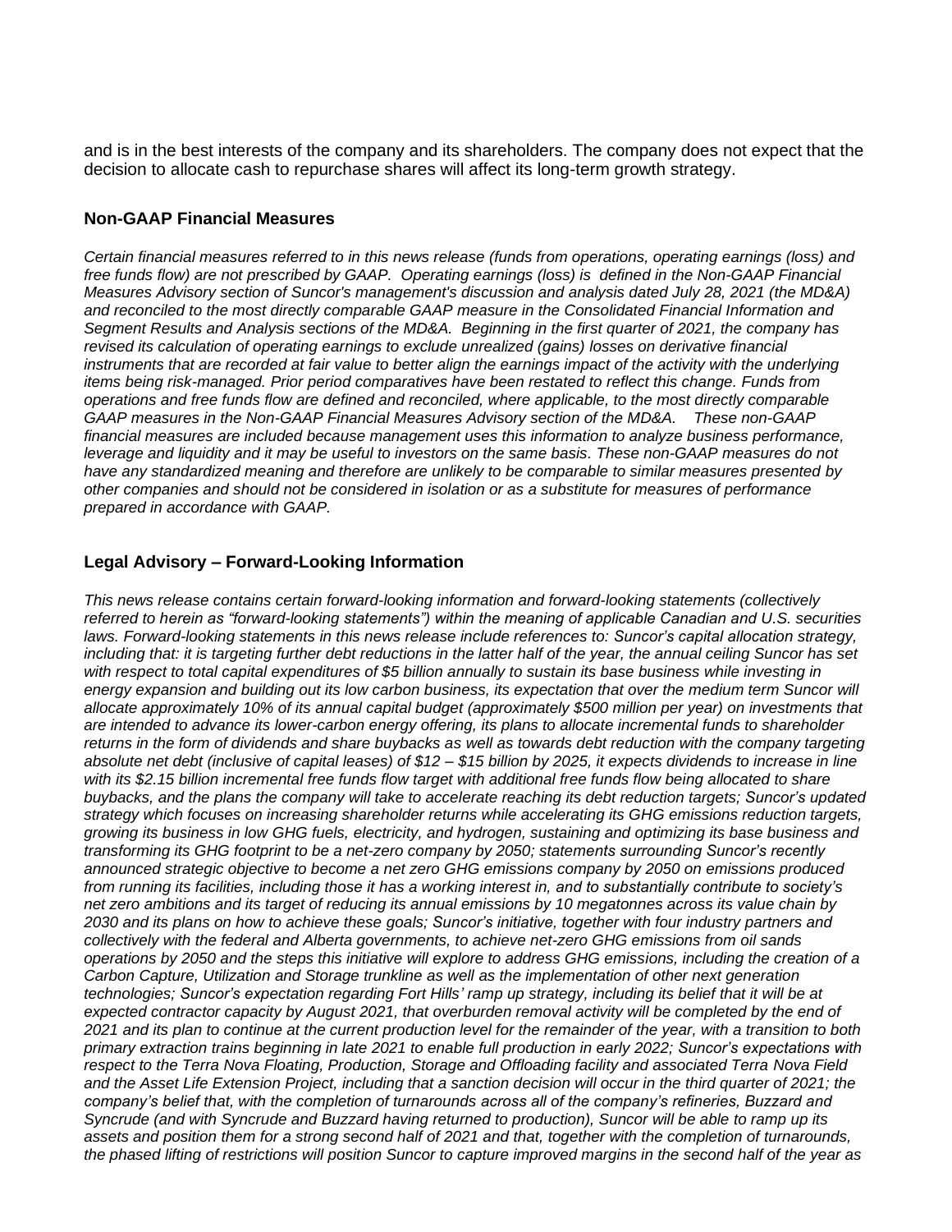and is in the best interests of the company and its shareholders. The company does not expect that the decision to allocate cash to repurchase shares will affect its long-term growth strategy.

## Non-GAAP Financial Measures

*Certain financial measures referred to in this news release (funds from operations, operating earnings (loss) and free funds flow) are not prescribed by GAAP. Operating earnings (loss) is defined in the Non-GAAP Financial Measures Advisory section of Suncor's management's discussion and analysis dated July 28, 2021 (the MD&A) and reconciled to the most directly comparable GAAP measure in the Consolidated Financial Information and Segment Results and Analysis sections of the MD&A. Beginning in the first quarter of 2021, the company has revised its calculation of operating earnings to exclude unrealized (gains) losses on derivative financial instruments that are recorded at fair value to better align the earnings impact of the activity with the underlying items being risk-managed. Prior period comparatives have been restated to reflect this change. Funds from operations and free funds flow are defined and reconciled, where applicable, to the most directly comparable GAAP measures in the Non-GAAP Financial Measures Advisory section of the MD&A. These non-GAAP financial measures are included because management uses this information to analyze business performance, leverage and liquidity and it may be useful to investors on the same basis. These non-GAAP measures do not have any standardized meaning and therefore are unlikely to be comparable to similar measures presented by other companies and should not be considered in isolation or as a substitute for measures of performance prepared in accordance with GAAP.*

## Legal Advisory – Forward-Looking Information

*This news release contains certain forward-looking information and forward-looking statements (collectively referred to herein as "forward-looking statements") within the meaning of applicable Canadian and U.S. securities laws. Forward-looking statements in this news release include references to: Suncor's capital allocation strategy, including that: it is targeting further debt reductions in the latter half of the year, the annual ceiling Suncor has set with respect to total capital expenditures of $5 billion annually to sustain its base business while investing in energy expansion and building out its low carbon business, its expectation that over the medium term Suncor will allocate approximately 10% of its annual capital budget (approximately $500 million per year) on investments that are intended to advance its lower-carbon energy offering, its plans to allocate incremental funds to shareholder returns in the form of dividends and share buybacks as well as towards debt reduction with the company targeting absolute net debt (inclusive of capital leases) of $12 – $15 billion by 2025, it expects dividends to increase in line with its $2.15 billion incremental free funds flow target with additional free funds flow being allocated to share buybacks, and the plans the company will take to accelerate reaching its debt reduction targets; Suncor's updated strategy which focuses on increasing shareholder returns while accelerating its GHG emissions reduction targets, growing its business in low GHG fuels, electricity, and hydrogen, sustaining and optimizing its base business and transforming its GHG footprint to be a net-zero company by 2050; statements surrounding Suncor's recently announced strategic objective to become a net zero GHG emissions company by 2050 on emissions produced from running its facilities, including those it has a working interest in, and to substantially contribute to society's net zero ambitions and its target of reducing its annual emissions by 10 megatonnes across its value chain by 2030 and its plans on how to achieve these goals; Suncor's initiative, together with four industry partners and collectively with the federal and Alberta governments, to achieve net-zero GHG emissions from oil sands operations by 2050 and the steps this initiative will explore to address GHG emissions, including the creation of a Carbon Capture, Utilization and Storage trunkline as well as the implementation of other next generation technologies; Suncor's expectation regarding Fort Hills' ramp up strategy, including its belief that it will be at expected contractor capacity by August 2021, that overburden removal activity will be completed by the end of 2021 and its plan to continue at the current production level for the remainder of the year, with a transition to both primary extraction trains beginning in late 2021 to enable full production in early 2022; Suncor's expectations with respect to the Terra Nova Floating, Production, Storage and Offloading facility and associated Terra Nova Field and the Asset Life Extension Project, including that a sanction decision will occur in the third quarter of 2021; the company's belief that, with the completion of turnarounds across all of the company's refineries, Buzzard and Syncrude (and with Syncrude and Buzzard having returned to production), Suncor will be able to ramp up its assets and position them for a strong second half of 2021 and that, together with the completion of turnarounds, the phased lifting of restrictions will position Suncor to capture improved margins in the second half of the year as*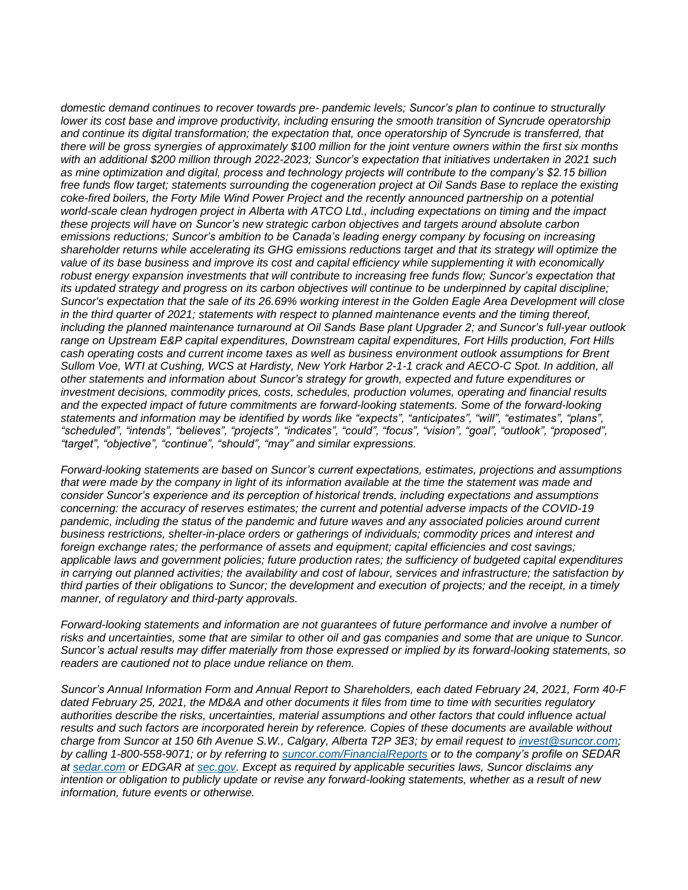*domestic demand continues to recover towards pre- pandemic levels; Suncor's plan to continue to structurally lower its cost base and improve productivity, including ensuring the smooth transition of Syncrude operatorship and continue its digital transformation; the expectation that, once operatorship of Syncrude is transferred, that there will be gross synergies of approximately $100 million for the joint venture owners within the first six months with an additional $200 million through 2022-2023; Suncor's expectation that initiatives undertaken in 2021 such as mine optimization and digital, process and technology projects will contribute to the company's $2.15 billion free funds flow target; statements surrounding the cogeneration project at Oil Sands Base to replace the existing coke-fired boilers, the Forty Mile Wind Power Project and the recently announced partnership on a potential world-scale clean hydrogen project in Alberta with ATCO Ltd., including expectations on timing and the impact these projects will have on Suncor's new strategic carbon objectives and targets around absolute carbon emissions reductions; Suncor's ambition to be Canada's leading energy company by focusing on increasing shareholder returns while accelerating its GHG emissions reductions target and that its strategy will optimize the value of its base business and improve its cost and capital efficiency while supplementing it with economically robust energy expansion investments that will contribute to increasing free funds flow; Suncor's expectation that its updated strategy and progress on its carbon objectives will continue to be underpinned by capital discipline; Suncor's expectation that the sale of its 26.69% working interest in the Golden Eagle Area Development will close in the third quarter of 2021; statements with respect to planned maintenance events and the timing thereof, including the planned maintenance turnaround at Oil Sands Base plant Upgrader 2; and Suncor's full-year outlook range on Upstream E&P capital expenditures, Downstream capital expenditures, Fort Hills production, Fort Hills cash operating costs and current income taxes as well as business environment outlook assumptions for Brent Sullom Voe, WTI at Cushing, WCS at Hardisty, New York Harbor 2-1-1 crack and AECO-C Spot. In addition, all other statements and information about Suncor's strategy for growth, expected and future expenditures or investment decisions, commodity prices, costs, schedules, production volumes, operating and financial results and the expected impact of future commitments are forward-looking statements. Some of the forward-looking statements and information may be identified by words like "expects", "anticipates", "will", "estimates", "plans", "scheduled", "intends", "believes", "projects", "indicates", "could", "focus", "vision", "goal", "outlook", "proposed", "target", "objective", "continue", "should", "may" and similar expressions.*

*Forward-looking statements are based on Suncor's current expectations, estimates, projections and assumptions that were made by the company in light of its information available at the time the statement was made and consider Suncor's experience and its perception of historical trends, including expectations and assumptions concerning: the accuracy of reserves estimates; the current and potential adverse impacts of the COVID-19 pandemic, including the status of the pandemic and future waves and any associated policies around current business restrictions, shelter-in-place orders or gatherings of individuals; commodity prices and interest and foreign exchange rates; the performance of assets and equipment; capital efficiencies and cost savings; applicable laws and government policies; future production rates; the sufficiency of budgeted capital expenditures in carrying out planned activities; the availability and cost of labour, services and infrastructure; the satisfaction by third parties of their obligations to Suncor; the development and execution of projects; and the receipt, in a timely manner, of regulatory and third-party approvals.*

*Forward-looking statements and information are not guarantees of future performance and involve a number of risks and uncertainties, some that are similar to other oil and gas companies and some that are unique to Suncor. Suncor's actual results may differ materially from those expressed or implied by its forward-looking statements, so readers are cautioned not to place undue reliance on them.*

*Suncor's Annual Information Form and Annual Report to Shareholders, each dated February 24, 2021, Form 40-F dated February 25, 2021, the MD&A and other documents it files from time to time with securities regulatory authorities describe the risks, uncertainties, material assumptions and other factors that could influence actual results and such factors are incorporated herein by reference. Copies of these documents are available without charge from Suncor at 150 6th Avenue S.W., Calgary, Alberta T2P 3E3; by email request to invest@suncor.com; by calling 1-800-558-9071; or by referring to suncor.com/FinancialReports or to the company's profile on SEDAR at sedar.com or EDGAR at sec.gov. Except as required by applicable securities laws, Suncor disclaims any intention or obligation to publicly update or revise any forward-looking statements, whether as a result of new information, future events or otherwise.*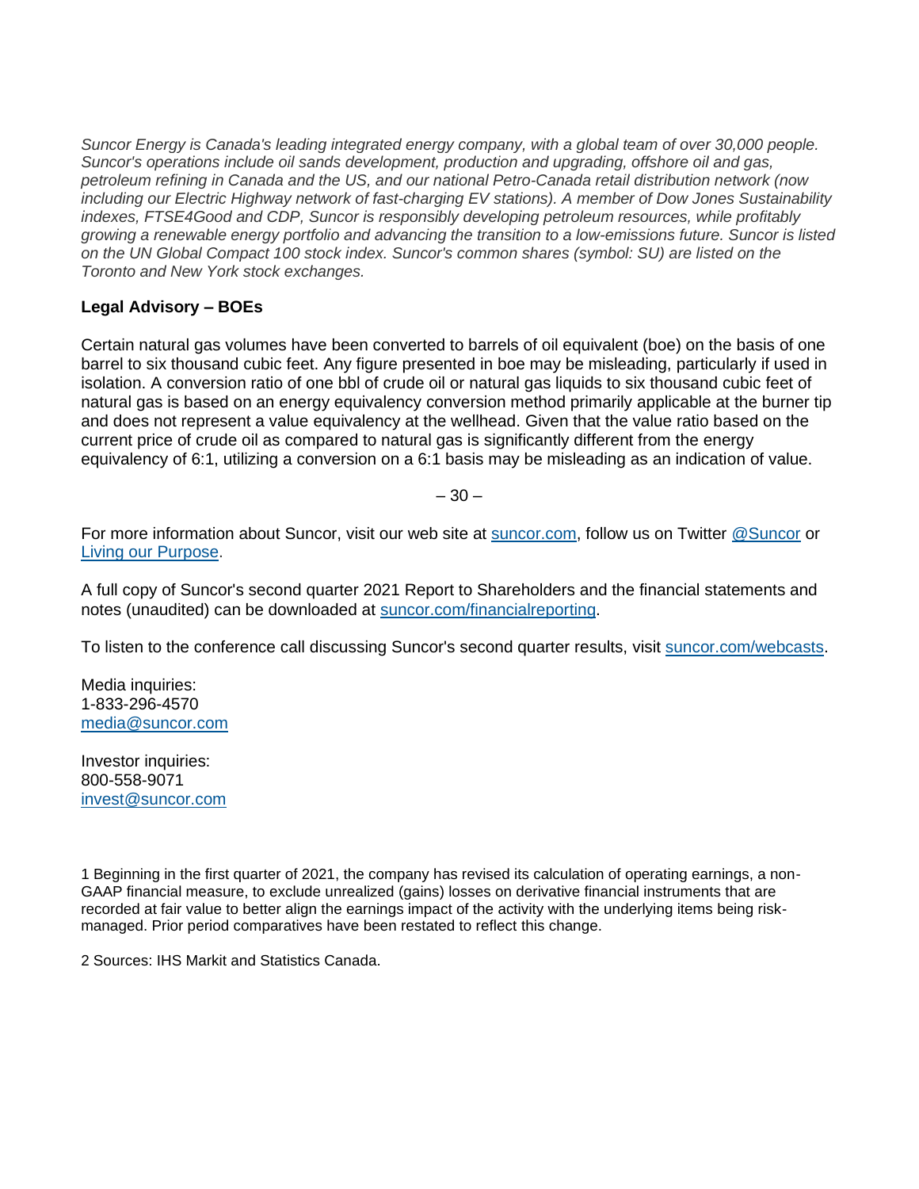*Suncor Energy is Canada's leading integrated energy company, with a global team of over 30,000 people. Suncor's operations include oil sands development, production and upgrading, offshore oil and gas, petroleum refining in Canada and the US, and our national Petro-Canada retail distribution network (now including our Electric Highway network of fast-charging EV stations). A member of Dow Jones Sustainability indexes, FTSE4Good and CDP, Suncor is responsibly developing petroleum resources, while profitably growing a renewable energy portfolio and advancing the transition to a low-emissions future. Suncor is listed on the UN Global Compact 100 stock index. Suncor's common shares (symbol: SU) are listed on the Toronto and New York stock exchanges.*

**Legal Advisory – BOEs**

Certain natural gas volumes have been converted to barrels of oil equivalent (boe) on the basis of one barrel to six thousand cubic feet. Any figure presented in boe may be misleading, particularly if used in isolation. A conversion ratio of one bbl of crude oil or natural gas liquids to six thousand cubic feet of natural gas is based on an energy equivalency conversion method primarily applicable at the burner tip and does not represent a value equivalency at the wellhead. Given that the value ratio based on the current price of crude oil as compared to natural gas is significantly different from the energy equivalency of 6:1, utilizing a conversion on a 6:1 basis may be misleading as an indication of value.

– 30 –

For more information about Suncor, visit our web site at suncor.com, follow us on Twitter @Suncor or Living our Purpose.

A full copy of Suncor's second quarter 2021 Report to Shareholders and the financial statements and notes (unaudited) can be downloaded at suncor.com/financialreporting.

To listen to the conference call discussing Suncor's second quarter results, visit suncor.com/webcasts.

Media inquiries:
1-833-296-4570
media@suncor.com

Investor inquiries:
800-558-9071
invest@suncor.com

1 Beginning in the first quarter of 2021, the company has revised its calculation of operating earnings, a non-GAAP financial measure, to exclude unrealized (gains) losses on derivative financial instruments that are recorded at fair value to better align the earnings impact of the activity with the underlying items being risk-managed. Prior period comparatives have been restated to reflect this change.

2 Sources: IHS Markit and Statistics Canada.